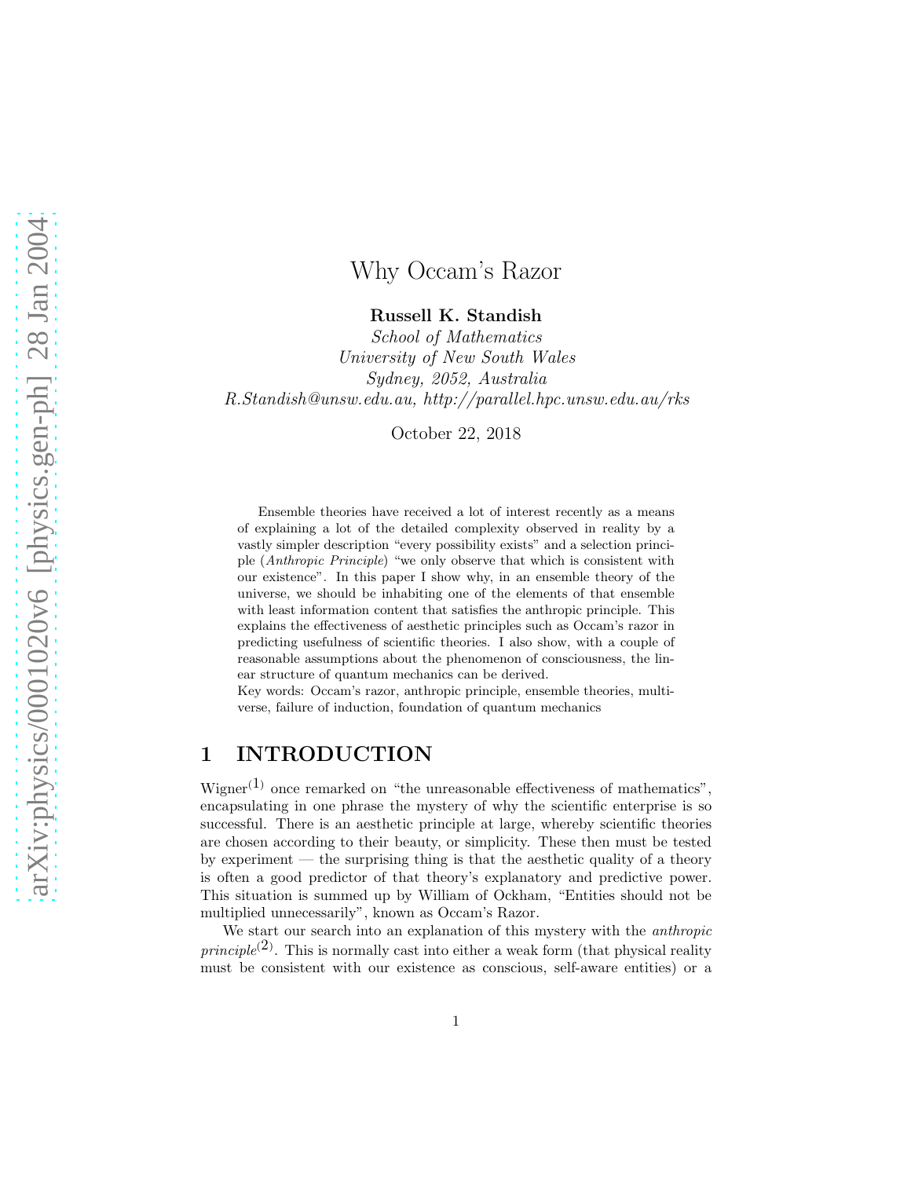# Why Occam's Razor

**Russell K. Standish**
*School of Mathematics*
*University of New South Wales*
*Sydney, 2052, Australia*
*R.Standish@unsw.edu.au, http://parallel.hpc.unsw.edu.au/rks*

October 22, 2018

Ensemble theories have received a lot of interest recently as a means of explaining a lot of the detailed complexity observed in reality by a vastly simpler description "every possibility exists" and a selection principle (*Anthropic Principle*) "we only observe that which is consistent with our existence". In this paper I show why, in an ensemble theory of the universe, we should be inhabiting one of the elements of that ensemble with least information content that satisfies the anthropic principle. This explains the effectiveness of aesthetic principles such as Occam's razor in predicting usefulness of scientific theories. I also show, with a couple of reasonable assumptions about the phenomenon of consciousness, the linear structure of quantum mechanics can be derived.

Key words: Occam's razor, anthropic principle, ensemble theories, multiverse, failure of induction, foundation of quantum mechanics

## 1 INTRODUCTION

Wigner[(1)] once remarked on "the unreasonable effectiveness of mathematics", encapsulating in one phrase the mystery of why the scientific enterprise is so successful. There is an aesthetic principle at large, whereby scientific theories are chosen according to their beauty, or simplicity. These then must be tested by experiment — the surprising thing is that the aesthetic quality of a theory is often a good predictor of that theory's explanatory and predictive power. This situation is summed up by William of Ockham, "Entities should not be multiplied unnecessarily", known as Occam's Razor.

We start our search into an explanation of this mystery with the *anthropic principle*[(2)]. This is normally cast into either a weak form (that physical reality must be consistent with our existence as conscious, self-aware entities) or a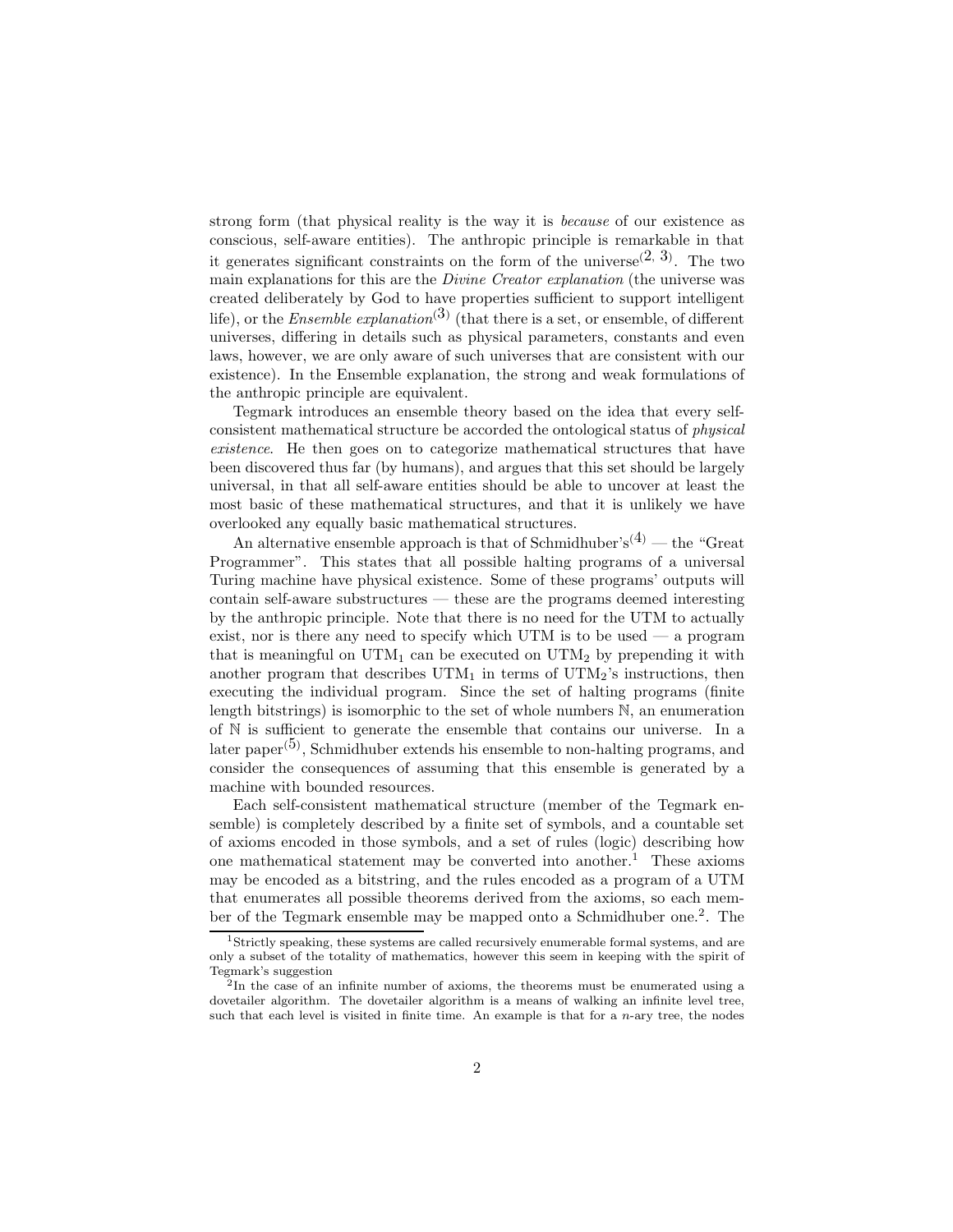strong form (that physical reality is the way it is *because* of our existence as conscious, self-aware entities). The anthropic principle is remarkable in that it generates significant constraints on the form of the universe[2, 3]. The two main explanations for this are the *Divine Creator explanation* (the universe was created deliberately by God to have properties sufficient to support intelligent life), or the *Ensemble explanation*[3] (that there is a set, or ensemble, of different universes, differing in details such as physical parameters, constants and even laws, however, we are only aware of such universes that are consistent with our existence). In the Ensemble explanation, the strong and weak formulations of the anthropic principle are equivalent.

Tegmark introduces an ensemble theory based on the idea that every self-consistent mathematical structure be accorded the ontological status of *physical existence*. He then goes on to categorize mathematical structures that have been discovered thus far (by humans), and argues that this set should be largely universal, in that all self-aware entities should be able to uncover at least the most basic of these mathematical structures, and that it is unlikely we have overlooked any equally basic mathematical structures.

An alternative ensemble approach is that of Schmidhuber's[4] — the "Great Programmer". This states that all possible halting programs of a universal Turing machine have physical existence. Some of these programs' outputs will contain self-aware substructures — these are the programs deemed interesting by the anthropic principle. Note that there is no need for the UTM to actually exist, nor is there any need to specify which UTM is to be used — a program that is meaningful on $\mathrm{UTM}_1$ can be executed on $\mathrm{UTM}_2$ by prepending it with another program that describes $\mathrm{UTM}_1$ in terms of $\mathrm{UTM}_2$'s instructions, then executing the individual program. Since the set of halting programs (finite length bitstrings) is isomorphic to the set of whole numbers $\mathbb{N}$, an enumeration of $\mathbb{N}$ is sufficient to generate the ensemble that contains our universe. In a later paper[5], Schmidhuber extends his ensemble to non-halting programs, and consider the consequences of assuming that this ensemble is generated by a machine with bounded resources.

Each self-consistent mathematical structure (member of the Tegmark ensemble) is completely described by a finite set of symbols, and a countable set of axioms encoded in those symbols, and a set of rules (logic) describing how one mathematical statement may be converted into another.[1] These axioms may be encoded as a bitstring, and the rules encoded as a program of a UTM that enumerates all possible theorems derived from the axioms, so each member of the Tegmark ensemble may be mapped onto a Schmidhuber one.[2]. The

[1] Strictly speaking, these systems are called recursively enumerable formal systems, and are only a subset of the totality of mathematics, however this seem in keeping with the spirit of Tegmark's suggestion

[2] In the case of an infinite number of axioms, the theorems must be enumerated using a dovetailer algorithm. The dovetailer algorithm is a means of walking an infinite level tree, such that each level is visited in finite time. An example is that for a $n$-ary tree, the nodes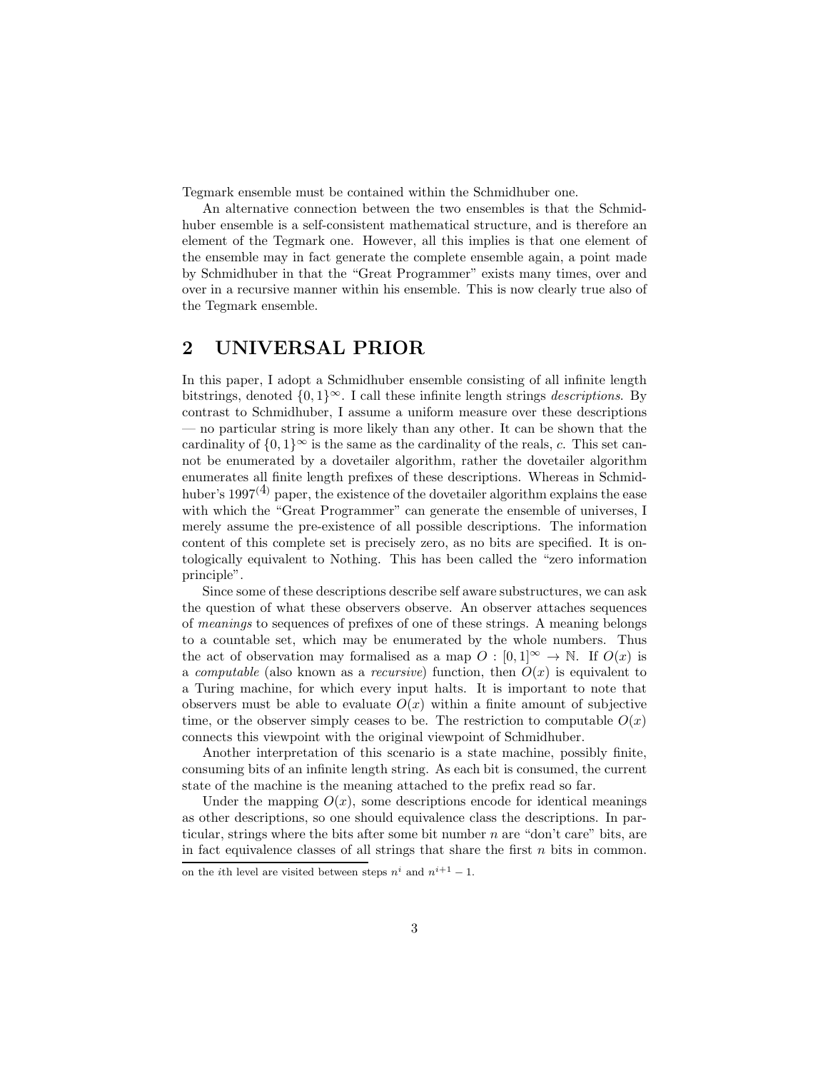Tegmark ensemble must be contained within the Schmidhuber one.

An alternative connection between the two ensembles is that the Schmidhuber ensemble is a self-consistent mathematical structure, and is therefore an element of the Tegmark one. However, all this implies is that one element of the ensemble may in fact generate the complete ensemble again, a point made by Schmidhuber in that the "Great Programmer" exists many times, over and over in a recursive manner within his ensemble. This is now clearly true also of the Tegmark ensemble.

## 2 UNIVERSAL PRIOR

In this paper, I adopt a Schmidhuber ensemble consisting of all infinite length bitstrings, denoted $\{0,1\}^\infty$. I call these infinite length strings *descriptions*. By contrast to Schmidhuber, I assume a uniform measure over these descriptions — no particular string is more likely than any other. It can be shown that the cardinality of $\{0,1\}^\infty$ is the same as the cardinality of the reals, $c$. This set cannot be enumerated by a dovetailer algorithm, rather the dovetailer algorithm enumerates all finite length prefixes of these descriptions. Whereas in Schmidhuber's 1997[(4)] paper, the existence of the dovetailer algorithm explains the ease with which the "Great Programmer" can generate the ensemble of universes, I merely assume the pre-existence of all possible descriptions. The information content of this complete set is precisely zero, as no bits are specified. It is ontologically equivalent to Nothing. This has been called the "zero information principle".

Since some of these descriptions describe self aware substructures, we can ask the question of what these observers observe. An observer attaches sequences of *meanings* to sequences of prefixes of one of these strings. A meaning belongs to a countable set, which may be enumerated by the whole numbers. Thus the act of observation may formalised as a map $O : [0,1]^\infty \to \mathbb{N}$. If $O(x)$ is a *computable* (also known as a *recursive*) function, then $O(x)$ is equivalent to a Turing machine, for which every input halts. It is important to note that observers must be able to evaluate $O(x)$ within a finite amount of subjective time, or the observer simply ceases to be. The restriction to computable $O(x)$ connects this viewpoint with the original viewpoint of Schmidhuber.

Another interpretation of this scenario is a state machine, possibly finite, consuming bits of an infinite length string. As each bit is consumed, the current state of the machine is the meaning attached to the prefix read so far.

Under the mapping $O(x)$, some descriptions encode for identical meanings as other descriptions, so one should equivalence class the descriptions. In particular, strings where the bits after some bit number $n$ are "don't care" bits, are in fact equivalence classes of all strings that share the first $n$ bits in common.

on the $i$th level are visited between steps $n^i$ and $n^{i+1} - 1$.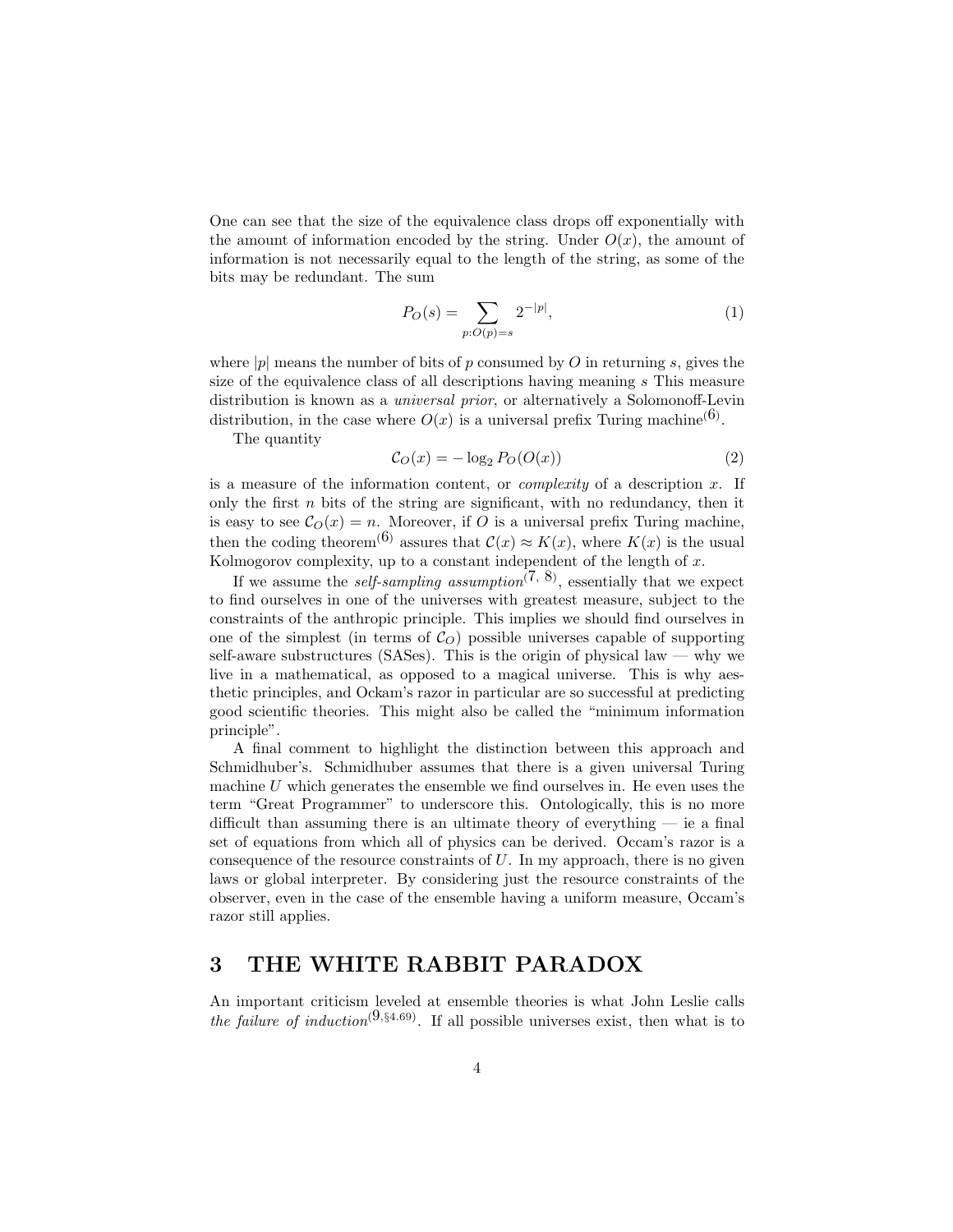One can see that the size of the equivalence class drops off exponentially with the amount of information encoded by the string. Under $O(x)$, the amount of information is not necessarily equal to the length of the string, as some of the bits may be redundant. The sum

$$P_O(s) = \sum_{p:O(p)=s} 2^{-|p|}, \tag{1}$$

where $|p|$ means the number of bits of $p$ consumed by $O$ in returning $s$, gives the size of the equivalence class of all descriptions having meaning $s$ This measure distribution is known as a *universal prior*, or alternatively a Solomonoff-Levin distribution, in the case where $O(x)$ is a universal prefix Turing machine[(6)].

The quantity

$$\mathcal{C}_O(x) = -\log_2 P_O(O(x)) \tag{2}$$

is a measure of the information content, or *complexity* of a description $x$. If only the first $n$ bits of the string are significant, with no redundancy, then it is easy to see $\mathcal{C}_O(x) = n$. Moreover, if $O$ is a universal prefix Turing machine, then the coding theorem[(6)] assures that $\mathcal{C}(x) \approx K(x)$, where $K(x)$ is the usual Kolmogorov complexity, up to a constant independent of the length of $x$.

If we assume the *self-sampling assumption*[(7, 8)], essentially that we expect to find ourselves in one of the universes with greatest measure, subject to the constraints of the anthropic principle. This implies we should find ourselves in one of the simplest (in terms of $\mathcal{C}_O$) possible universes capable of supporting self-aware substructures (SASes). This is the origin of physical law — why we live in a mathematical, as opposed to a magical universe. This is why aesthetic principles, and Ockam's razor in particular are so successful at predicting good scientific theories. This might also be called the "minimum information principle".

A final comment to highlight the distinction between this approach and Schmidhuber's. Schmidhuber assumes that there is a given universal Turing machine $U$ which generates the ensemble we find ourselves in. He even uses the term "Great Programmer" to underscore this. Ontologically, this is no more difficult than assuming there is an ultimate theory of everything — ie a final set of equations from which all of physics can be derived. Occam's razor is a consequence of the resource constraints of $U$. In my approach, there is no given laws or global interpreter. By considering just the resource constraints of the observer, even in the case of the ensemble having a uniform measure, Occam's razor still applies.

## 3 THE WHITE RABBIT PARADOX

An important criticism leveled at ensemble theories is what John Leslie calls *the failure of induction*[(9,§4.69)]. If all possible universes exist, then what is to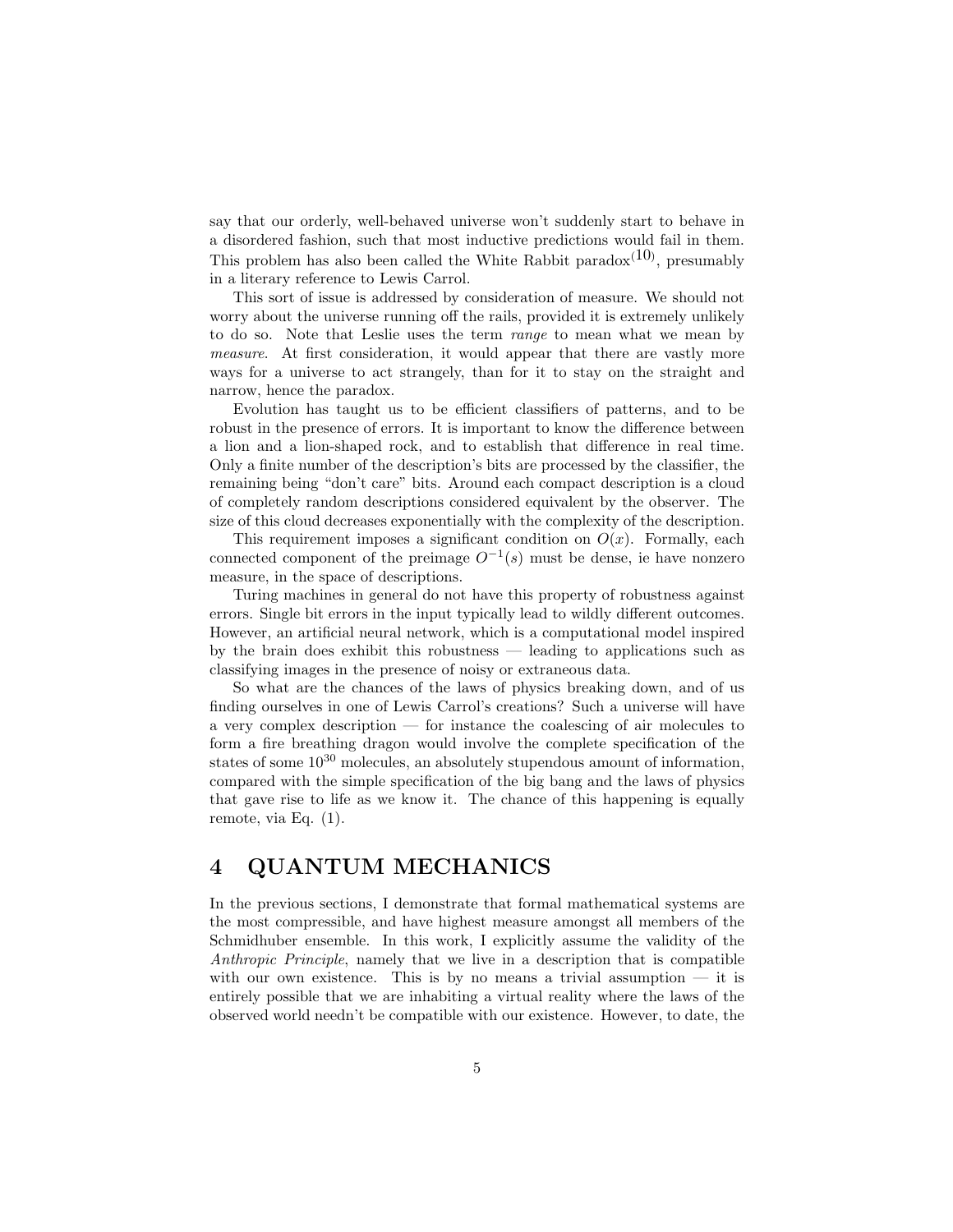say that our orderly, well-behaved universe won't suddenly start to behave in a disordered fashion, such that most inductive predictions would fail in them. This problem has also been called the White Rabbit paradox[(10)], presumably in a literary reference to Lewis Carrol.

This sort of issue is addressed by consideration of measure. We should not worry about the universe running off the rails, provided it is extremely unlikely to do so. Note that Leslie uses the term *range* to mean what we mean by *measure*. At first consideration, it would appear that there are vastly more ways for a universe to act strangely, than for it to stay on the straight and narrow, hence the paradox.

Evolution has taught us to be efficient classifiers of patterns, and to be robust in the presence of errors. It is important to know the difference between a lion and a lion-shaped rock, and to establish that difference in real time. Only a finite number of the description's bits are processed by the classifier, the remaining being "don't care" bits. Around each compact description is a cloud of completely random descriptions considered equivalent by the observer. The size of this cloud decreases exponentially with the complexity of the description.

This requirement imposes a significant condition on $O(x)$. Formally, each connected component of the preimage $O^{-1}(s)$ must be dense, ie have nonzero measure, in the space of descriptions.

Turing machines in general do not have this property of robustness against errors. Single bit errors in the input typically lead to wildly different outcomes. However, an artificial neural network, which is a computational model inspired by the brain does exhibit this robustness — leading to applications such as classifying images in the presence of noisy or extraneous data.

So what are the chances of the laws of physics breaking down, and of us finding ourselves in one of Lewis Carrol's creations? Such a universe will have a very complex description — for instance the coalescing of air molecules to form a fire breathing dragon would involve the complete specification of the states of some $10^{30}$ molecules, an absolutely stupendous amount of information, compared with the simple specification of the big bang and the laws of physics that gave rise to life as we know it. The chance of this happening is equally remote, via Eq. (1).

# 4 QUANTUM MECHANICS

In the previous sections, I demonstrate that formal mathematical systems are the most compressible, and have highest measure amongst all members of the Schmidhuber ensemble. In this work, I explicitly assume the validity of the *Anthropic Principle*, namely that we live in a description that is compatible with our own existence. This is by no means a trivial assumption — it is entirely possible that we are inhabiting a virtual reality where the laws of the observed world needn't be compatible with our existence. However, to date, the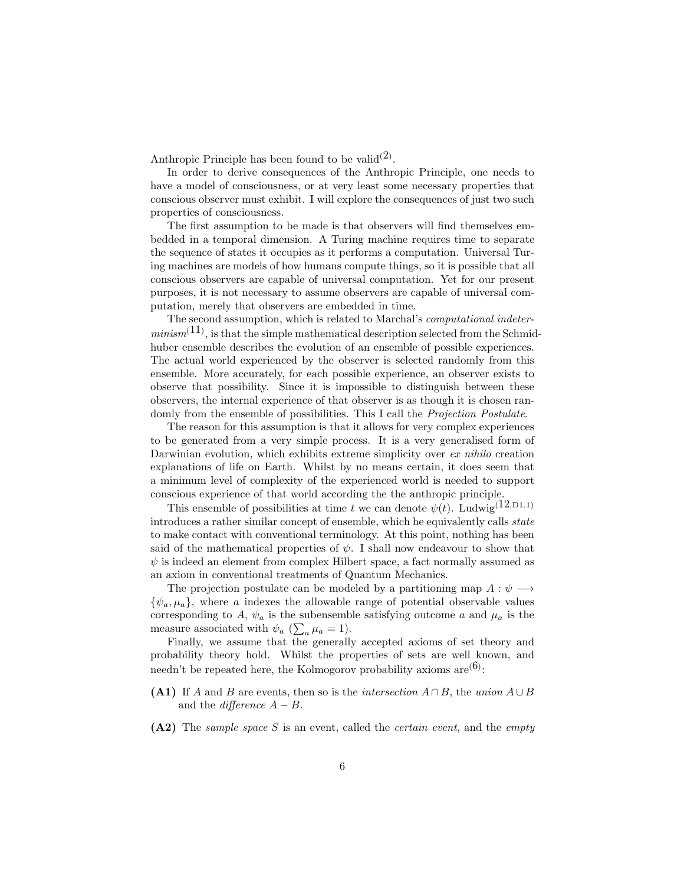Anthropic Principle has been found to be valid[2].

In order to derive consequences of the Anthropic Principle, one needs to have a model of consciousness, or at very least some necessary properties that conscious observer must exhibit. I will explore the consequences of just two such properties of consciousness.

The first assumption to be made is that observers will find themselves embedded in a temporal dimension. A Turing machine requires time to separate the sequence of states it occupies as it performs a computation. Universal Turing machines are models of how humans compute things, so it is possible that all conscious observers are capable of universal computation. Yet for our present purposes, it is not necessary to assume observers are capable of universal computation, merely that observers are embedded in time.

The second assumption, which is related to Marchal's *computational indeterminism*[11], is that the simple mathematical description selected from the Schmidhuber ensemble describes the evolution of an ensemble of possible experiences. The actual world experienced by the observer is selected randomly from this ensemble. More accurately, for each possible experience, an observer exists to observe that possibility. Since it is impossible to distinguish between these observers, the internal experience of that observer is as though it is chosen randomly from the ensemble of possibilities. This I call the *Projection Postulate*.

The reason for this assumption is that it allows for very complex experiences to be generated from a very simple process. It is a very generalised form of Darwinian evolution, which exhibits extreme simplicity over *ex nihilo* creation explanations of life on Earth. Whilst by no means certain, it does seem that a minimum level of complexity of the experienced world is needed to support conscious experience of that world according the the anthropic principle.

This ensemble of possibilities at time $t$ we can denote $\psi(t)$. Ludwig[12,D1.1] introduces a rather similar concept of ensemble, which he equivalently calls *state* to make contact with conventional terminology. At this point, nothing has been said of the mathematical properties of $\psi$. I shall now endeavour to show that $\psi$ is indeed an element from complex Hilbert space, a fact normally assumed as an axiom in conventional treatments of Quantum Mechanics.

The projection postulate can be modeled by a partitioning map $A : \psi \longrightarrow \{\psi_a, \mu_a\}$, where $a$ indexes the allowable range of potential observable values corresponding to $A$, $\psi_a$ is the subensemble satisfying outcome $a$ and $\mu_a$ is the measure associated with $\psi_a$ ($\sum_a \mu_a = 1$).

Finally, we assume that the generally accepted axioms of set theory and probability theory hold. Whilst the properties of sets are well known, and needn't be repeated here, the Kolmogorov probability axioms are[6]:

**(A1)** If $A$ and $B$ are events, then so is the *intersection* $A \cap B$, the *union* $A \cup B$ and the *difference* $A - B$.

**(A2)** The *sample space* $S$ is an event, called the *certain event*, and the *empty*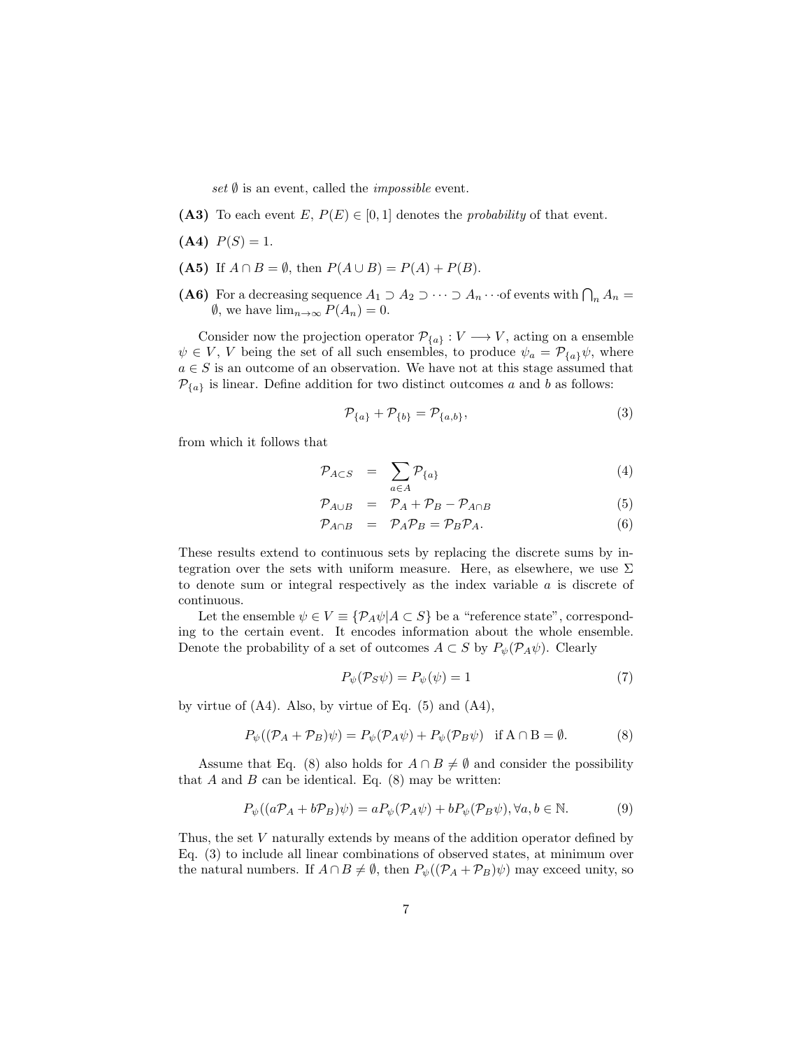*set* $\emptyset$ is an event, called the *impossible* event.

**(A3)** To each event $E$, $P(E) \in [0,1]$ denotes the *probability* of that event.

**(A4)** $P(S) = 1$.

**(A5)** If $A \cap B = \emptyset$, then $P(A \cup B) = P(A) + P(B)$.

**(A6)** For a decreasing sequence $A_1 \supset A_2 \supset \cdots \supset A_n \cdots$ of events with $\bigcap_n A_n = \emptyset$, we have $\lim_{n\to\infty} P(A_n) = 0$.

Consider now the projection operator $\mathcal{P}_{\{a\}} : V \longrightarrow V$, acting on a ensemble $\psi \in V$, $V$ being the set of all such ensembles, to produce $\psi_a = \mathcal{P}_{\{a\}}\psi$, where $a \in S$ is an outcome of an observation. We have not at this stage assumed that $\mathcal{P}_{\{a\}}$ is linear. Define addition for two distinct outcomes $a$ and $b$ as follows:

$$\mathcal{P}_{\{a\}} + \mathcal{P}_{\{b\}} = \mathcal{P}_{\{a,b\}}, \tag{3}$$

from which it follows that

$$\mathcal{P}_{A\subset S} = \sum_{a\in A} \mathcal{P}_{\{a\}} \tag{4}$$

$$\mathcal{P}_{A\cup B} = \mathcal{P}_A + \mathcal{P}_B - \mathcal{P}_{A\cap B} \tag{5}$$

$$\mathcal{P}_{A\cap B} = \mathcal{P}_A\mathcal{P}_B = \mathcal{P}_B\mathcal{P}_A. \tag{6}$$

These results extend to continuous sets by replacing the discrete sums by integration over the sets with uniform measure. Here, as elsewhere, we use $\Sigma$ to denote sum or integral respectively as the index variable $a$ is discrete of continuous.

Let the ensemble $\psi \in V \equiv \{\mathcal{P}_A\psi | A \subset S\}$ be a "reference state", corresponding to the certain event. It encodes information about the whole ensemble. Denote the probability of a set of outcomes $A \subset S$ by $P_\psi(\mathcal{P}_A\psi)$. Clearly

$$P_\psi(\mathcal{P}_S\psi) = P_\psi(\psi) = 1 \tag{7}$$

by virtue of (A4). Also, by virtue of Eq. (5) and (A4),

$$P_\psi((\mathcal{P}_A + \mathcal{P}_B)\psi) = P_\psi(\mathcal{P}_A\psi) + P_\psi(\mathcal{P}_B\psi) \quad \text{if } A \cap B = \emptyset. \tag{8}$$

Assume that Eq. (8) also holds for $A \cap B \neq \emptyset$ and consider the possibility that $A$ and $B$ can be identical. Eq. (8) may be written:

$$P_\psi((a\mathcal{P}_A + b\mathcal{P}_B)\psi) = aP_\psi(\mathcal{P}_A\psi) + bP_\psi(\mathcal{P}_B\psi), \forall a, b \in \mathbb{N}. \tag{9}$$

Thus, the set $V$ naturally extends by means of the addition operator defined by Eq. (3) to include all linear combinations of observed states, at minimum over the natural numbers. If $A \cap B \neq \emptyset$, then $P_\psi((\mathcal{P}_A + \mathcal{P}_B)\psi)$ may exceed unity, so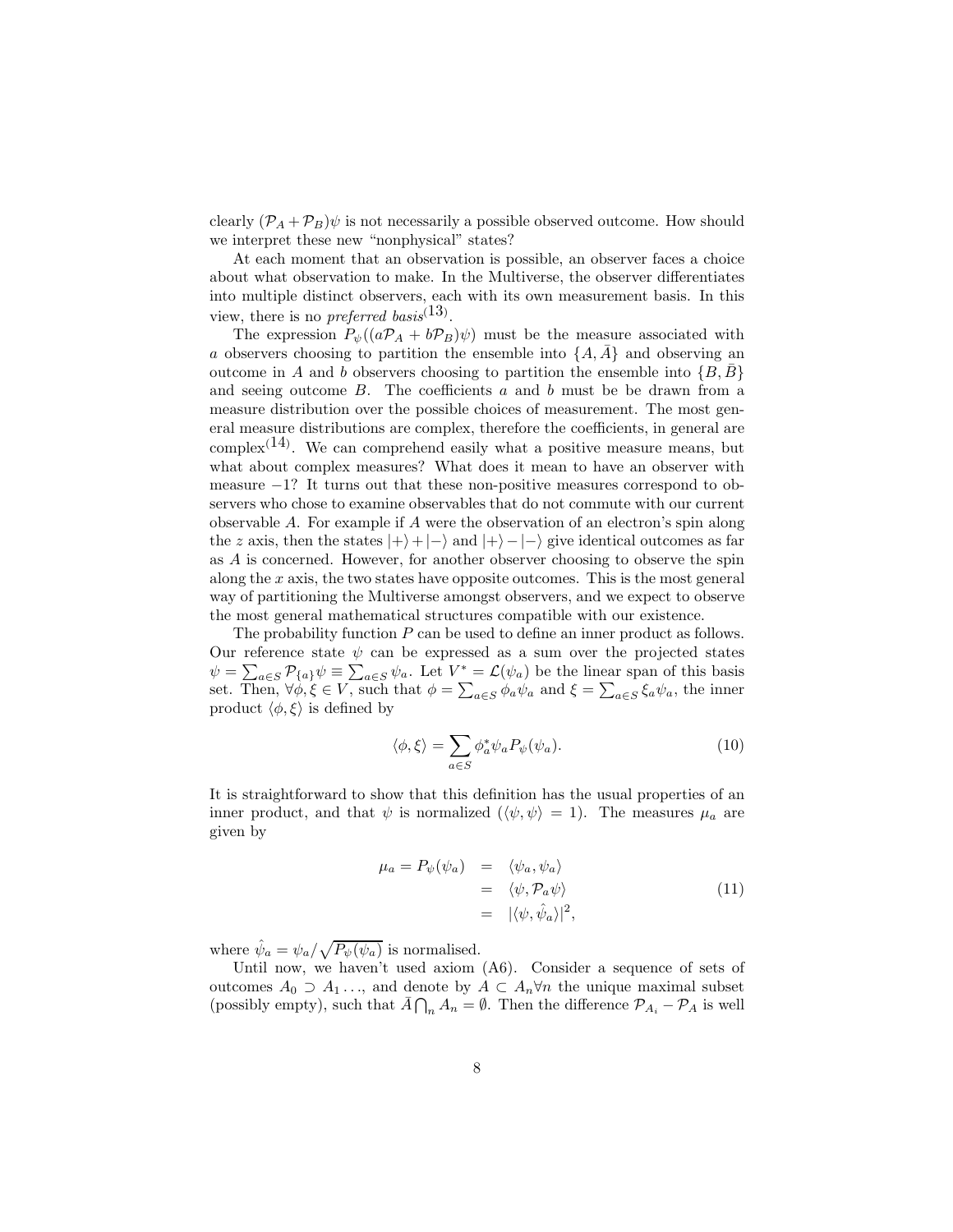clearly $(\mathcal{P}_A + \mathcal{P}_B)\psi$ is not necessarily a possible observed outcome. How should we interpret these new "nonphysical" states?

At each moment that an observation is possible, an observer faces a choice about what observation to make. In the Multiverse, the observer differentiates into multiple distinct observers, each with its own measurement basis. In this view, there is no *preferred basis*(13).

The expression $P_\psi((a\mathcal{P}_A + b\mathcal{P}_B)\psi)$ must be the measure associated with $a$ observers choosing to partition the ensemble into $\{A, \bar{A}\}$ and observing an outcome in $A$ and $b$ observers choosing to partition the ensemble into $\{B, \bar{B}\}$ and seeing outcome $B$. The coefficients $a$ and $b$ must be be drawn from a measure distribution over the possible choices of measurement. The most general measure distributions are complex, therefore the coefficients, in general are complex(14). We can comprehend easily what a positive measure means, but what about complex measures? What does it mean to have an observer with measure $-1$? It turns out that these non-positive measures correspond to observers who chose to examine observables that do not commute with our current observable $A$. For example if $A$ were the observation of an electron's spin along the $z$ axis, then the states $|+\rangle + |-\rangle$ and $|+\rangle - |-\rangle$ give identical outcomes as far as $A$ is concerned. However, for another observer choosing to observe the spin along the $x$ axis, the two states have opposite outcomes. This is the most general way of partitioning the Multiverse amongst observers, and we expect to observe the most general mathematical structures compatible with our existence.

The probability function $P$ can be used to define an inner product as follows. Our reference state $\psi$ can be expressed as a sum over the projected states $\psi = \sum_{a\in S} \mathcal{P}_{\{a\}}\psi \equiv \sum_{a\in S} \psi_a$. Let $V^* = \mathcal{L}(\psi_a)$ be the linear span of this basis set. Then, $\forall \phi, \xi \in V$, such that $\phi = \sum_{a\in S} \phi_a \psi_a$ and $\xi = \sum_{a\in S} \xi_a \psi_a$, the inner product $\langle \phi, \xi \rangle$ is defined by

$$\langle \phi, \xi \rangle = \sum_{a\in S} \phi_a^* \psi_a P_\psi(\psi_a). \tag{10}$$

It is straightforward to show that this definition has the usual properties of an inner product, and that $\psi$ is normalized ($\langle \psi, \psi \rangle = 1$). The measures $\mu_a$ are given by

$$\begin{aligned} \mu_a = P_\psi(\psi_a) &= \langle \psi_a, \psi_a \rangle \\ &= \langle \psi, \mathcal{P}_a \psi \rangle \\ &= |\langle \psi, \hat{\psi}_a \rangle|^2, \end{aligned} \tag{11}$$

where $\hat{\psi}_a = \psi_a / \sqrt{P_\psi(\psi_a)}$ is normalised.

Until now, we haven't used axiom (A6). Consider a sequence of sets of outcomes $A_0 \supset A_1 \ldots$, and denote by $A \subset A_n \forall n$ the unique maximal subset (possibly empty), such that $\bar{A} \bigcap_n A_n = \emptyset$. Then the difference $\mathcal{P}_{A_i} - \mathcal{P}_A$ is well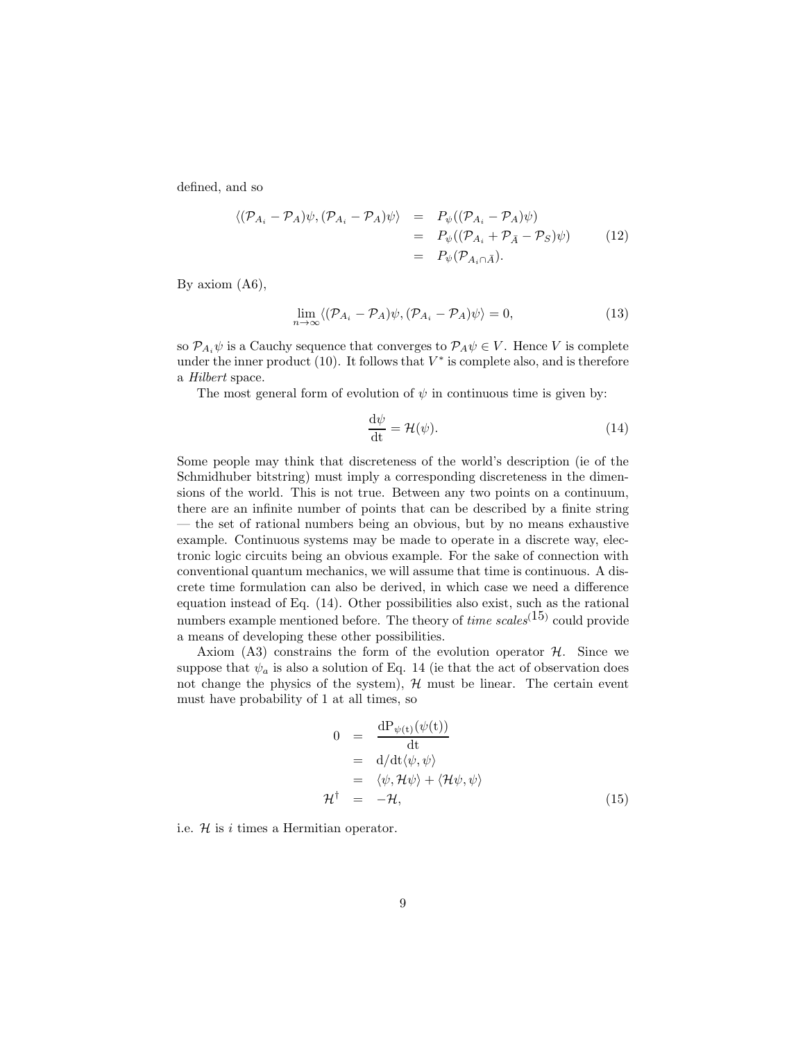defined, and so

$$
\begin{aligned}
\langle (\mathcal{P}_{A_i} - \mathcal{P}_A)\psi, (\mathcal{P}_{A_i} - \mathcal{P}_A)\psi \rangle &= P_\psi((\mathcal{P}_{A_i} - \mathcal{P}_A)\psi) \\
&= P_\psi((\mathcal{P}_{A_i} + \mathcal{P}_{\bar{A}} - \mathcal{P}_S)\psi) \\
&= P_\psi(\mathcal{P}_{A_i \cap \bar{A}}).
\end{aligned}
\tag{12}
$$

By axiom (A6),

$$
\lim_{n\to\infty} \langle (\mathcal{P}_{A_i} - \mathcal{P}_A)\psi, (\mathcal{P}_{A_i} - \mathcal{P}_A)\psi \rangle = 0, \tag{13}
$$

so $\mathcal{P}_{A_i}\psi$ is a Cauchy sequence that converges to $\mathcal{P}_A\psi \in V$. Hence $V$ is complete under the inner product (10). It follows that $V^*$ is complete also, and is therefore a *Hilbert* space.

The most general form of evolution of $\psi$ in continuous time is given by:

$$
\frac{\mathrm{d}\psi}{\mathrm{dt}} = \mathcal{H}(\psi). \tag{14}
$$

Some people may think that discreteness of the world's description (ie of the Schmidhuber bitstring) must imply a corresponding discreteness in the dimensions of the world. This is not true. Between any two points on a continuum, there are an infinite number of points that can be described by a finite string — the set of rational numbers being an obvious, but by no means exhaustive example. Continuous systems may be made to operate in a discrete way, electronic logic circuits being an obvious example. For the sake of connection with conventional quantum mechanics, we will assume that time is continuous. A discrete time formulation can also be derived, in which case we need a difference equation instead of Eq. (14). Other possibilities also exist, such as the rational numbers example mentioned before. The theory of *time scales*(15) could provide a means of developing these other possibilities.

Axiom (A3) constrains the form of the evolution operator $\mathcal{H}$. Since we suppose that $\psi_a$ is also a solution of Eq. 14 (ie that the act of observation does not change the physics of the system), $\mathcal{H}$ must be linear. The certain event must have probability of 1 at all times, so

$$
\begin{aligned}
0 &= \frac{\mathrm{dP}_{\psi(\mathrm{t})}(\psi(\mathrm{t}))}{\mathrm{dt}} \\
&= \mathrm{d}/\mathrm{dt}\langle\psi,\psi\rangle \\
&= \langle\psi,\mathcal{H}\psi\rangle + \langle\mathcal{H}\psi,\psi\rangle \\
\mathcal{H}^\dagger &= -\mathcal{H},
\end{aligned}
\tag{15}
$$

i.e. $\mathcal{H}$ is $i$ times a Hermitian operator.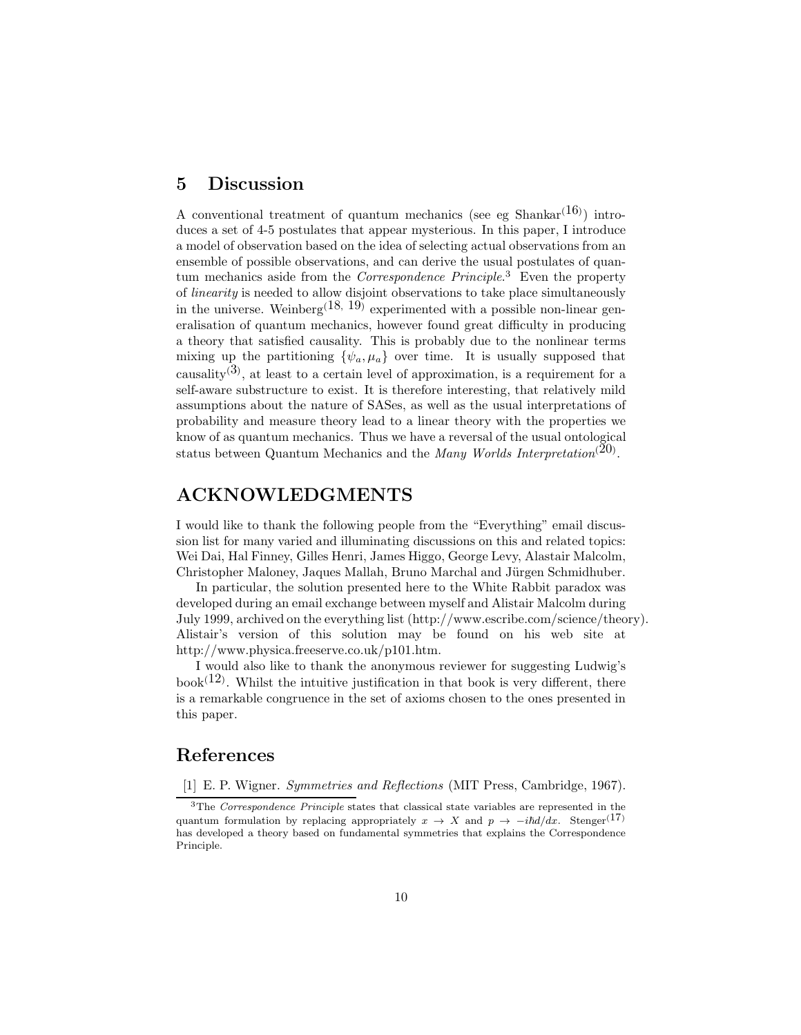## 5 Discussion

A conventional treatment of quantum mechanics (see eg Shankar[16]) introduces a set of 4-5 postulates that appear mysterious. In this paper, I introduce a model of observation based on the idea of selecting actual observations from an ensemble of possible observations, and can derive the usual postulates of quantum mechanics aside from the *Correspondence Principle*.[3] Even the property of *linearity* is needed to allow disjoint observations to take place simultaneously in the universe. Weinberg[18, 19] experimented with a possible non-linear generalisation of quantum mechanics, however found great difficulty in producing a theory that satisfied causality. This is probably due to the nonlinear terms mixing up the partitioning $\{\psi_a, \mu_a\}$ over time. It is usually supposed that causality[3], at least to a certain level of approximation, is a requirement for a self-aware substructure to exist. It is therefore interesting, that relatively mild assumptions about the nature of SASes, as well as the usual interpretations of probability and measure theory lead to a linear theory with the properties we know of as quantum mechanics. Thus we have a reversal of the usual ontological status between Quantum Mechanics and the *Many Worlds Interpretation*[20].

## ACKNOWLEDGMENTS

I would like to thank the following people from the "Everything" email discussion list for many varied and illuminating discussions on this and related topics: Wei Dai, Hal Finney, Gilles Henri, James Higgo, George Levy, Alastair Malcolm, Christopher Maloney, Jaques Mallah, Bruno Marchal and Jürgen Schmidhuber.

In particular, the solution presented here to the White Rabbit paradox was developed during an email exchange between myself and Alistair Malcolm during July 1999, archived on the everything list (http://www.escribe.com/science/theory). Alistair's version of this solution may be found on his web site at http://www.physica.freeserve.co.uk/p101.htm.

I would also like to thank the anonymous reviewer for suggesting Ludwig's book[12]. Whilst the intuitive justification in that book is very different, there is a remarkable congruence in the set of axioms chosen to the ones presented in this paper.

## References

[1] E. P. Wigner. *Symmetries and Reflections* (MIT Press, Cambridge, 1967).

[3] The *Correspondence Principle* states that classical state variables are represented in the quantum formulation by replacing appropriately $x \to X$ and $p \to -i\hbar d/dx$. Stenger[17] has developed a theory based on fundamental symmetries that explains the Correspondence Principle.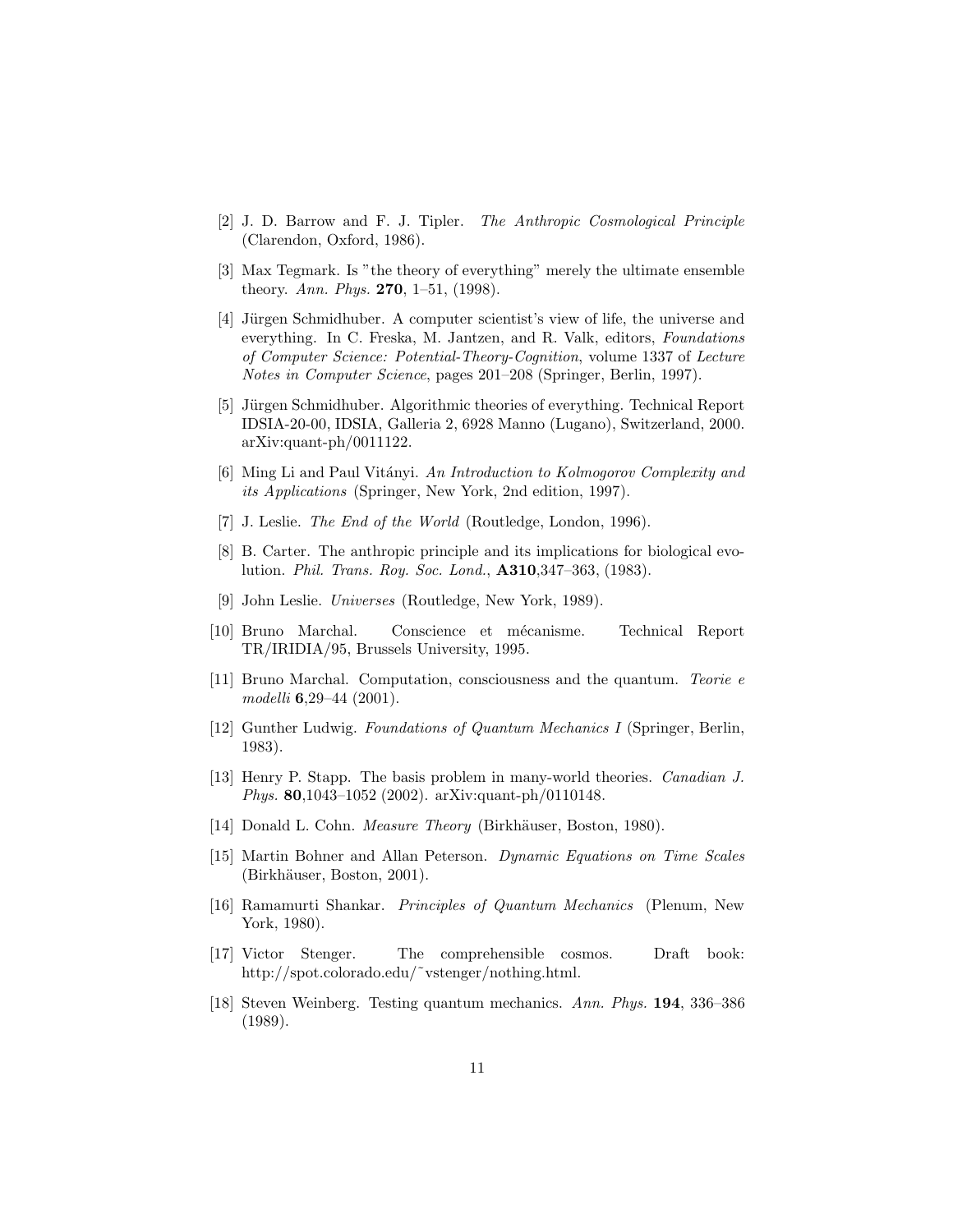[2] J. D. Barrow and F. J. Tipler. *The Anthropic Cosmological Principle* (Clarendon, Oxford, 1986).

[3] Max Tegmark. Is "the theory of everything" merely the ultimate ensemble theory. *Ann. Phys.* **270**, 1–51, (1998).

[4] Jürgen Schmidhuber. A computer scientist's view of life, the universe and everything. In C. Freska, M. Jantzen, and R. Valk, editors, *Foundations of Computer Science: Potential-Theory-Cognition*, volume 1337 of *Lecture Notes in Computer Science*, pages 201–208 (Springer, Berlin, 1997).

[5] Jürgen Schmidhuber. Algorithmic theories of everything. Technical Report IDSIA-20-00, IDSIA, Galleria 2, 6928 Manno (Lugano), Switzerland, 2000. arXiv:quant-ph/0011122.

[6] Ming Li and Paul Vitányi. *An Introduction to Kolmogorov Complexity and its Applications* (Springer, New York, 2nd edition, 1997).

[7] J. Leslie. *The End of the World* (Routledge, London, 1996).

[8] B. Carter. The anthropic principle and its implications for biological evolution. *Phil. Trans. Roy. Soc. Lond.*, **A310**,347–363, (1983).

[9] John Leslie. *Universes* (Routledge, New York, 1989).

[10] Bruno Marchal. Conscience et mécanisme. Technical Report TR/IRIDIA/95, Brussels University, 1995.

[11] Bruno Marchal. Computation, consciousness and the quantum. *Teorie e modelli* **6**,29–44 (2001).

[12] Gunther Ludwig. *Foundations of Quantum Mechanics I* (Springer, Berlin, 1983).

[13] Henry P. Stapp. The basis problem in many-world theories. *Canadian J. Phys.* **80**,1043–1052 (2002). arXiv:quant-ph/0110148.

[14] Donald L. Cohn. *Measure Theory* (Birkhäuser, Boston, 1980).

[15] Martin Bohner and Allan Peterson. *Dynamic Equations on Time Scales* (Birkhäuser, Boston, 2001).

[16] Ramamurti Shankar. *Principles of Quantum Mechanics* (Plenum, New York, 1980).

[17] Victor Stenger. The comprehensible cosmos. Draft book: http://spot.colorado.edu/~vstenger/nothing.html.

[18] Steven Weinberg. Testing quantum mechanics. *Ann. Phys.* **194**, 336–386 (1989).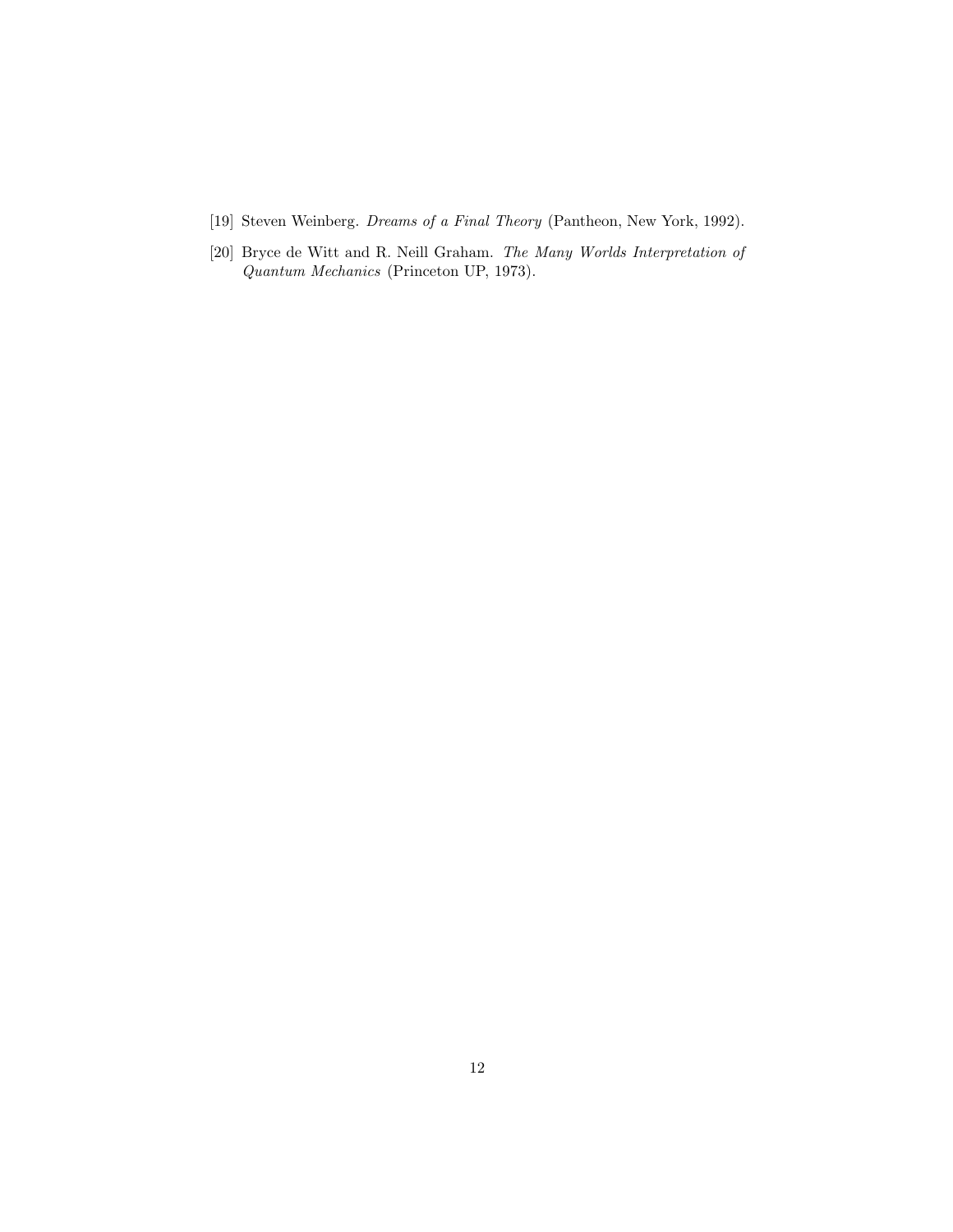[19] Steven Weinberg. *Dreams of a Final Theory* (Pantheon, New York, 1992).

[20] Bryce de Witt and R. Neill Graham. *The Many Worlds Interpretation of Quantum Mechanics* (Princeton UP, 1973).